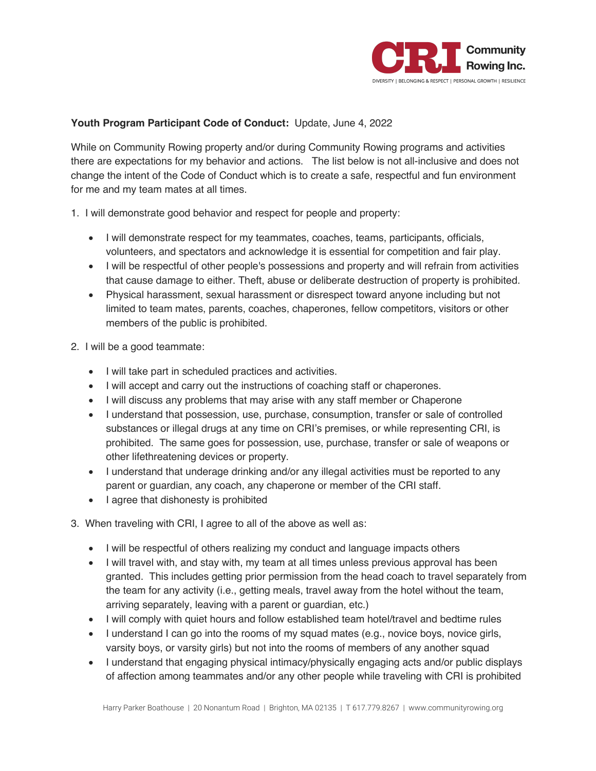**Youth Program Participant Code of Conduct:** Update, June 4, 2022

While on Community Rowing property and/or during Community Rowing programs and activities there are expectations for my behavior and actions. The list below is not all-inclusive and does not change the intent of the Code of Conduct which is to create a safe, respectful and fun environment for me and my team mates at all times.

1. I will demonstrate good behavior and respect for people and property:

   - I will demonstrate respect for my teammates, coaches, teams, participants, officials, volunteers, and spectators and acknowledge it is essential for competition and fair play.
   - I will be respectful of other people's possessions and property and will refrain from activities that cause damage to either. Theft, abuse or deliberate destruction of property is prohibited.
   - Physical harassment, sexual harassment or disrespect toward anyone including but not limited to team mates, parents, coaches, chaperones, fellow competitors, visitors or other members of the public is prohibited.

2. I will be a good teammate:

   - I will take part in scheduled practices and activities.
   - I will accept and carry out the instructions of coaching staff or chaperones.
   - I will discuss any problems that may arise with any staff member or Chaperone
   - I understand that possession, use, purchase, consumption, transfer or sale of controlled substances or illegal drugs at any time on CRI's premises, or while representing CRI, is prohibited. The same goes for possession, use, purchase, transfer or sale of weapons or other lifethreatening devices or property.
   - I understand that underage drinking and/or any illegal activities must be reported to any parent or guardian, any coach, any chaperone or member of the CRI staff.
   - I agree that dishonesty is prohibited

3. When traveling with CRI, I agree to all of the above as well as:

   - I will be respectful of others realizing my conduct and language impacts others
   - I will travel with, and stay with, my team at all times unless previous approval has been granted. This includes getting prior permission from the head coach to travel separately from the team for any activity (i.e., getting meals, travel away from the hotel without the team, arriving separately, leaving with a parent or guardian, etc.)
   - I will comply with quiet hours and follow established team hotel/travel and bedtime rules
   - I understand I can go into the rooms of my squad mates (e.g., novice boys, novice girls, varsity boys, or varsity girls) but not into the rooms of members of any another squad
   - I understand that engaging physical intimacy/physically engaging acts and/or public displays of affection among teammates and/or any other people while traveling with CRI is prohibited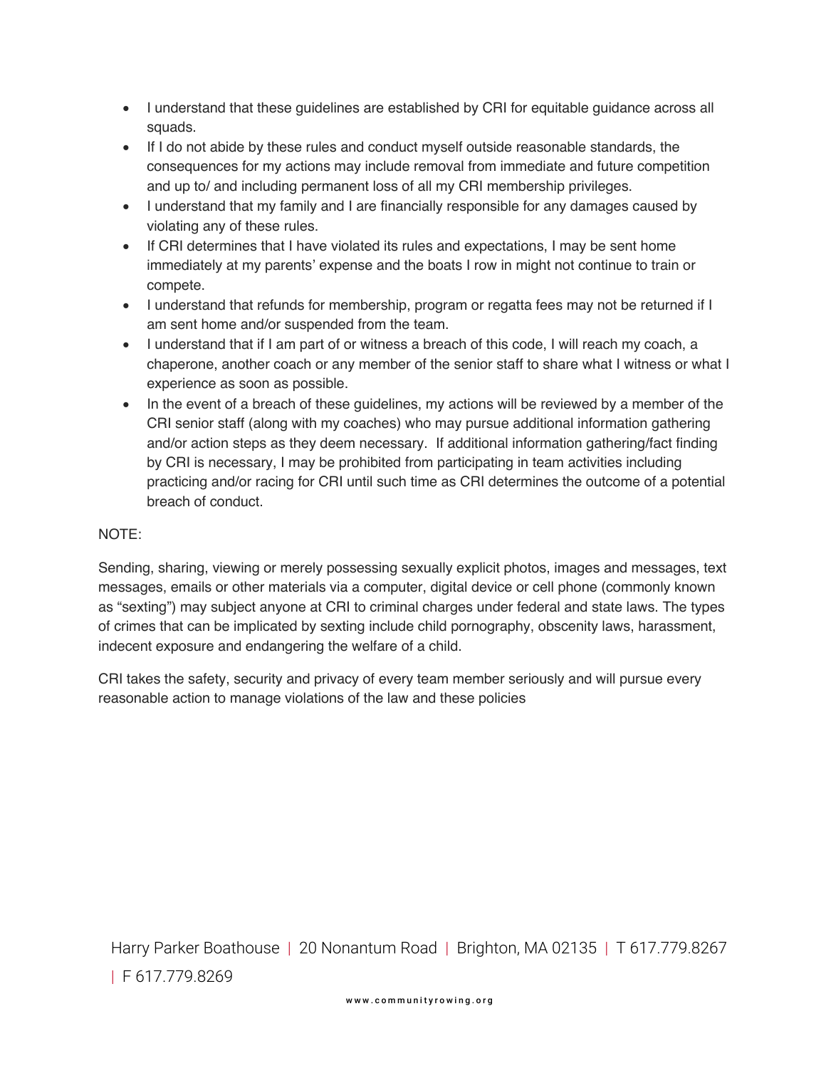- I understand that these guidelines are established by CRI for equitable guidance across all squads.
- If I do not abide by these rules and conduct myself outside reasonable standards, the consequences for my actions may include removal from immediate and future competition and up to/ and including permanent loss of all my CRI membership privileges.
- I understand that my family and I are financially responsible for any damages caused by violating any of these rules.
- If CRI determines that I have violated its rules and expectations, I may be sent home immediately at my parents' expense and the boats I row in might not continue to train or compete.
- I understand that refunds for membership, program or regatta fees may not be returned if I am sent home and/or suspended from the team.
- I understand that if I am part of or witness a breach of this code, I will reach my coach, a chaperone, another coach or any member of the senior staff to share what I witness or what I experience as soon as possible.
- In the event of a breach of these guidelines, my actions will be reviewed by a member of the CRI senior staff (along with my coaches) who may pursue additional information gathering and/or action steps as they deem necessary. If additional information gathering/fact finding by CRI is necessary, I may be prohibited from participating in team activities including practicing and/or racing for CRI until such time as CRI determines the outcome of a potential breach of conduct.

NOTE:

Sending, sharing, viewing or merely possessing sexually explicit photos, images and messages, text messages, emails or other materials via a computer, digital device or cell phone (commonly known as "sexting") may subject anyone at CRI to criminal charges under federal and state laws. The types of crimes that can be implicated by sexting include child pornography, obscenity laws, harassment, indecent exposure and endangering the welfare of a child.

CRI takes the safety, security and privacy of every team member seriously and will pursue every reasonable action to manage violations of the law and these policies